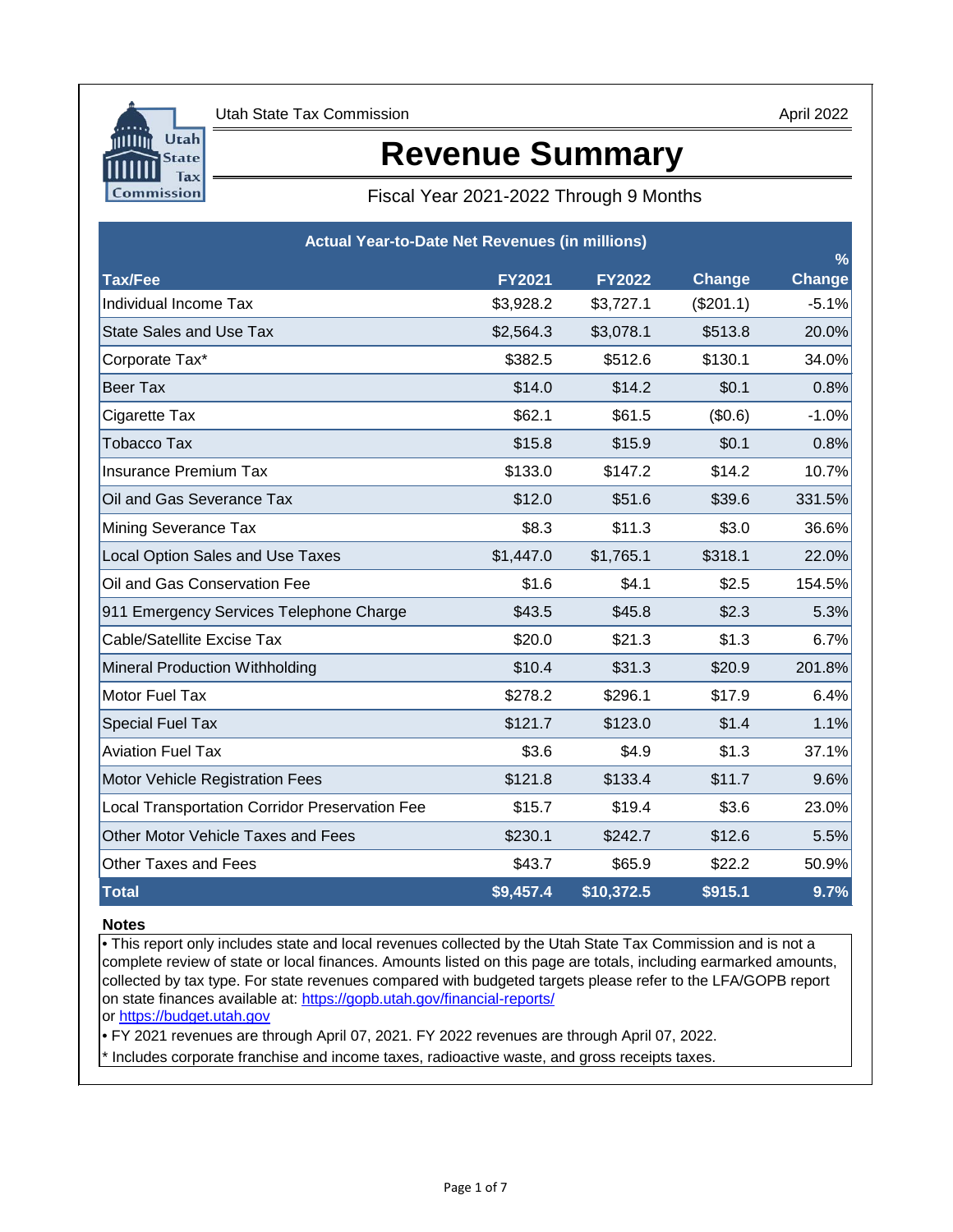Utah State Tax Commission

April 2022

# Revenue Summary

Fiscal Year 2021-2022 Through 9 Months

| Actual Year-to-Date Net Revenues (in millions) | | | | |
|---|---|---|---|---|
| **Tax/Fee** | **FY2021** | **FY2022** | **Change** | **% Change** |
| Individual Income Tax | $3,928.2 | $3,727.1 | ($201.1) | -5.1% |
| State Sales and Use Tax | $2,564.3 | $3,078.1 | $513.8 | 20.0% |
| Corporate Tax* | $382.5 | $512.6 | $130.1 | 34.0% |
| Beer Tax | $14.0 | $14.2 | $0.1 | 0.8% |
| Cigarette Tax | $62.1 | $61.5 | ($0.6) | -1.0% |
| Tobacco Tax | $15.8 | $15.9 | $0.1 | 0.8% |
| Insurance Premium Tax | $133.0 | $147.2 | $14.2 | 10.7% |
| Oil and Gas Severance Tax | $12.0 | $51.6 | $39.6 | 331.5% |
| Mining Severance Tax | $8.3 | $11.3 | $3.0 | 36.6% |
| Local Option Sales and Use Taxes | $1,447.0 | $1,765.1 | $318.1 | 22.0% |
| Oil and Gas Conservation Fee | $1.6 | $4.1 | $2.5 | 154.5% |
| 911 Emergency Services Telephone Charge | $43.5 | $45.8 | $2.3 | 5.3% |
| Cable/Satellite Excise Tax | $20.0 | $21.3 | $1.3 | 6.7% |
| Mineral Production Withholding | $10.4 | $31.3 | $20.9 | 201.8% |
| Motor Fuel Tax | $278.2 | $296.1 | $17.9 | 6.4% |
| Special Fuel Tax | $121.7 | $123.0 | $1.4 | 1.1% |
| Aviation Fuel Tax | $3.6 | $4.9 | $1.3 | 37.1% |
| Motor Vehicle Registration Fees | $121.8 | $133.4 | $11.7 | 9.6% |
| Local Transportation Corridor Preservation Fee | $15.7 | $19.4 | $3.6 | 23.0% |
| Other Motor Vehicle Taxes and Fees | $230.1 | $242.7 | $12.6 | 5.5% |
| Other Taxes and Fees | $43.7 | $65.9 | $22.2 | 50.9% |
| **Total** | **$9,457.4** | **$10,372.5** | **$915.1** | **9.7%** |

**Notes**

- This report only includes state and local revenues collected by the Utah State Tax Commission and is not a complete review of state or local finances. Amounts listed on this page are totals, including earmarked amounts, collected by tax type. For state revenues compared with budgeted targets please refer to the LFA/GOPB report on state finances available at: https://gopb.utah.gov/financial-reports/ or https://budget.utah.gov
- FY 2021 revenues are through April 07, 2021. FY 2022 revenues are through April 07, 2022.

* Includes corporate franchise and income taxes, radioactive waste, and gross receipts taxes.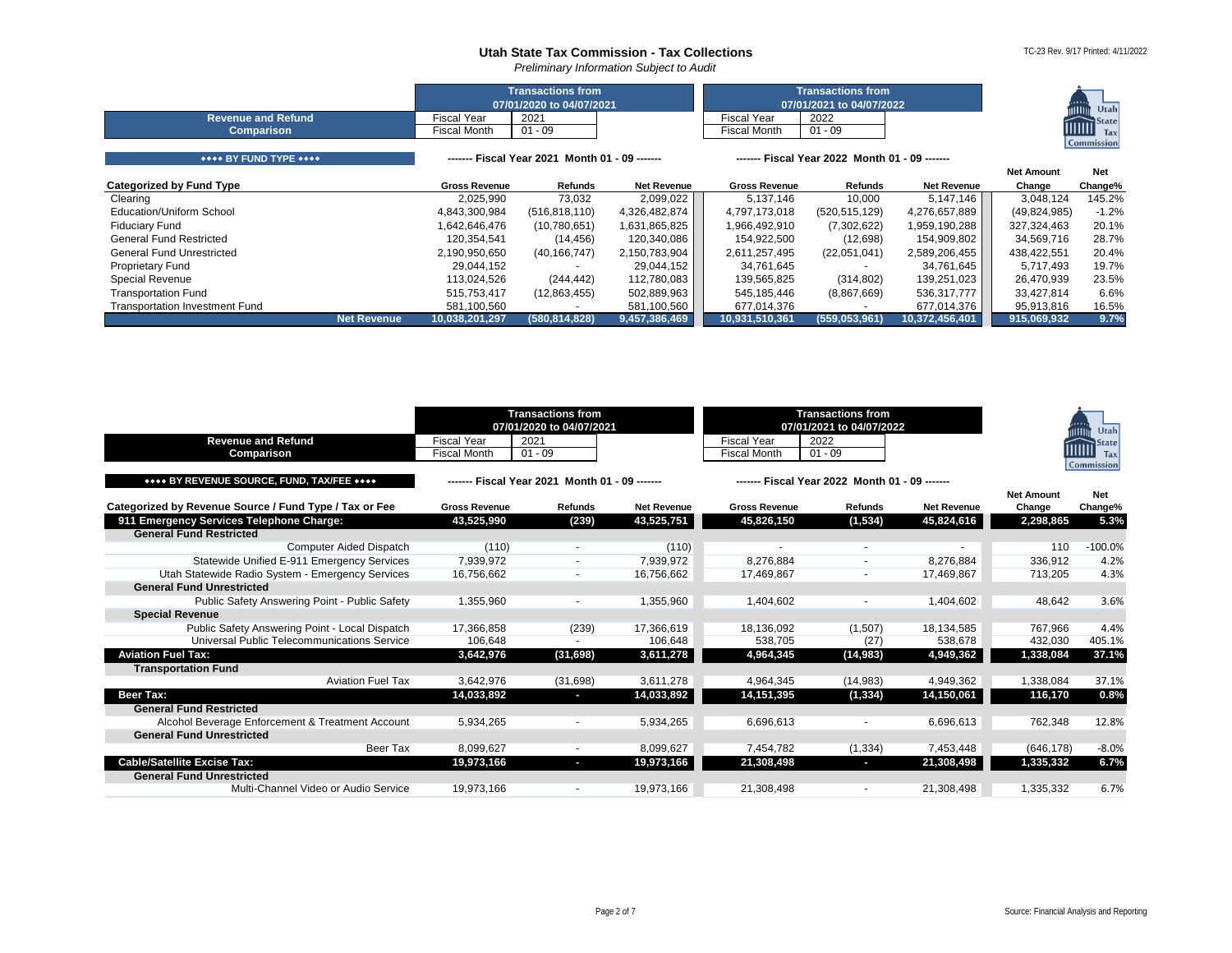# Utah State Tax Commission - Tax Collections

*Preliminary Information Subject to Audit*

TC-23 Rev. 9/17 Printed: 4/11/2022

| Revenue and Refund Comparison | Transactions from 07/01/2020 to 04/07/2021 | | Transactions from 07/01/2021 to 04/07/2022 | |
|---|---|---|---|---|
| | Fiscal Year | 2021 | Fiscal Year | 2022 |
| | Fiscal Month | 01 - 09 | Fiscal Month | 01 - 09 |

**♦♦♦♦ BY FUND TYPE ♦♦♦♦**

| Categorized by Fund Type | Fiscal Year 2021 Month 01 - 09 Gross Revenue | Refunds | Net Revenue | Fiscal Year 2022 Month 01 - 09 Gross Revenue | Refunds | Net Revenue | Net Amount Change | Net Change% |
|---|---|---|---|---|---|---|---|---|
| Clearing | 2,025,990 | 73,032 | 2,099,022 | 5,137,146 | 10,000 | 5,147,146 | 3,048,124 | 145.2% |
| Education/Uniform School | 4,843,300,984 | (516,818,110) | 4,326,482,874 | 4,797,173,018 | (520,515,129) | 4,276,657,889 | (49,824,985) | -1.2% |
| Fiduciary Fund | 1,642,646,476 | (10,780,651) | 1,631,865,825 | 1,966,492,910 | (7,302,622) | 1,959,190,288 | 327,324,463 | 20.1% |
| General Fund Restricted | 120,354,541 | (14,456) | 120,340,086 | 154,922,500 | (12,698) | 154,909,802 | 34,569,716 | 28.7% |
| General Fund Unrestricted | 2,190,950,650 | (40,166,747) | 2,150,783,904 | 2,611,257,495 | (22,051,041) | 2,589,206,455 | 438,422,551 | 20.4% |
| Proprietary Fund | 29,044,152 | - | 29,044,152 | 34,761,645 | - | 34,761,645 | 5,717,493 | 19.7% |
| Special Revenue | 113,024,526 | (244,442) | 112,780,083 | 139,565,825 | (314,802) | 139,251,023 | 26,470,939 | 23.5% |
| Transportation Fund | 515,753,417 | (12,863,455) | 502,889,963 | 545,185,446 | (8,867,669) | 536,317,777 | 33,427,814 | 6.6% |
| Transportation Investment Fund | 581,100,560 | - | 581,100,560 | 677,014,376 | - | 677,014,376 | 95,913,816 | 16.5% |
| **Net Revenue** | **10,038,201,297** | **(580,814,828)** | **9,457,386,469** | **10,931,510,361** | **(559,053,961)** | **10,372,456,401** | **915,069,932** | **9.7%** |

| Revenue and Refund Comparison | Transactions from 07/01/2020 to 04/07/2021 | | Transactions from 07/01/2021 to 04/07/2022 | |
|---|---|---|---|---|
| | Fiscal Year | 2021 | Fiscal Year | 2022 |
| | Fiscal Month | 01 - 09 | Fiscal Month | 01 - 09 |

**♦♦♦♦ BY REVENUE SOURCE, FUND, TAX/FEE ♦♦♦♦**

| Categorized by Revenue Source / Fund Type / Tax or Fee | Fiscal Year 2021 Month 01 - 09 Gross Revenue | Refunds | Net Revenue | Fiscal Year 2022 Month 01 - 09 Gross Revenue | Refunds | Net Revenue | Net Amount Change | Net Change% |
|---|---|---|---|---|---|---|---|---|
| **911 Emergency Services Telephone Charge:** | **43,525,990** | **(239)** | **43,525,751** | **45,826,150** | **(1,534)** | **45,824,616** | **2,298,865** | **5.3%** |
| **General Fund Restricted** | | | | | | | | |
| Computer Aided Dispatch | (110) | - | (110) | - | - | - | 110 | -100.0% |
| Statewide Unified E-911 Emergency Services | 7,939,972 | - | 7,939,972 | 8,276,884 | - | 8,276,884 | 336,912 | 4.2% |
| Utah Statewide Radio System - Emergency Services | 16,756,662 | - | 16,756,662 | 17,469,867 | - | 17,469,867 | 713,205 | 4.3% |
| **General Fund Unrestricted** | | | | | | | | |
| Public Safety Answering Point - Public Safety | 1,355,960 | - | 1,355,960 | 1,404,602 | - | 1,404,602 | 48,642 | 3.6% |
| **Special Revenue** | | | | | | | | |
| Public Safety Answering Point - Local Dispatch | 17,366,858 | (239) | 17,366,619 | 18,136,092 | (1,507) | 18,134,585 | 767,966 | 4.4% |
| Universal Public Telecommunications Service | 106,648 | - | 106,648 | 538,705 | (27) | 538,678 | 432,030 | 405.1% |
| **Aviation Fuel Tax:** | **3,642,976** | **(31,698)** | **3,611,278** | **4,964,345** | **(14,983)** | **4,949,362** | **1,338,084** | **37.1%** |
| **Transportation Fund** | | | | | | | | |
| Aviation Fuel Tax | 3,642,976 | (31,698) | 3,611,278 | 4,964,345 | (14,983) | 4,949,362 | 1,338,084 | 37.1% |
| **Beer Tax:** | **14,033,892** | **-** | **14,033,892** | **14,151,395** | **(1,334)** | **14,150,061** | **116,170** | **0.8%** |
| **General Fund Restricted** | | | | | | | | |
| Alcohol Beverage Enforcement & Treatment Account | 5,934,265 | - | 5,934,265 | 6,696,613 | - | 6,696,613 | 762,348 | 12.8% |
| **General Fund Unrestricted** | | | | | | | | |
| Beer Tax | 8,099,627 | - | 8,099,627 | 7,454,782 | (1,334) | 7,453,448 | (646,178) | -8.0% |
| **Cable/Satellite Excise Tax:** | **19,973,166** | **-** | **19,973,166** | **21,308,498** | **-** | **21,308,498** | **1,335,332** | **6.7%** |
| **General Fund Unrestricted** | | | | | | | | |
| Multi-Channel Video or Audio Service | 19,973,166 | - | 19,973,166 | 21,308,498 | - | 21,308,498 | 1,335,332 | 6.7% |

Source: Financial Analysis and Reporting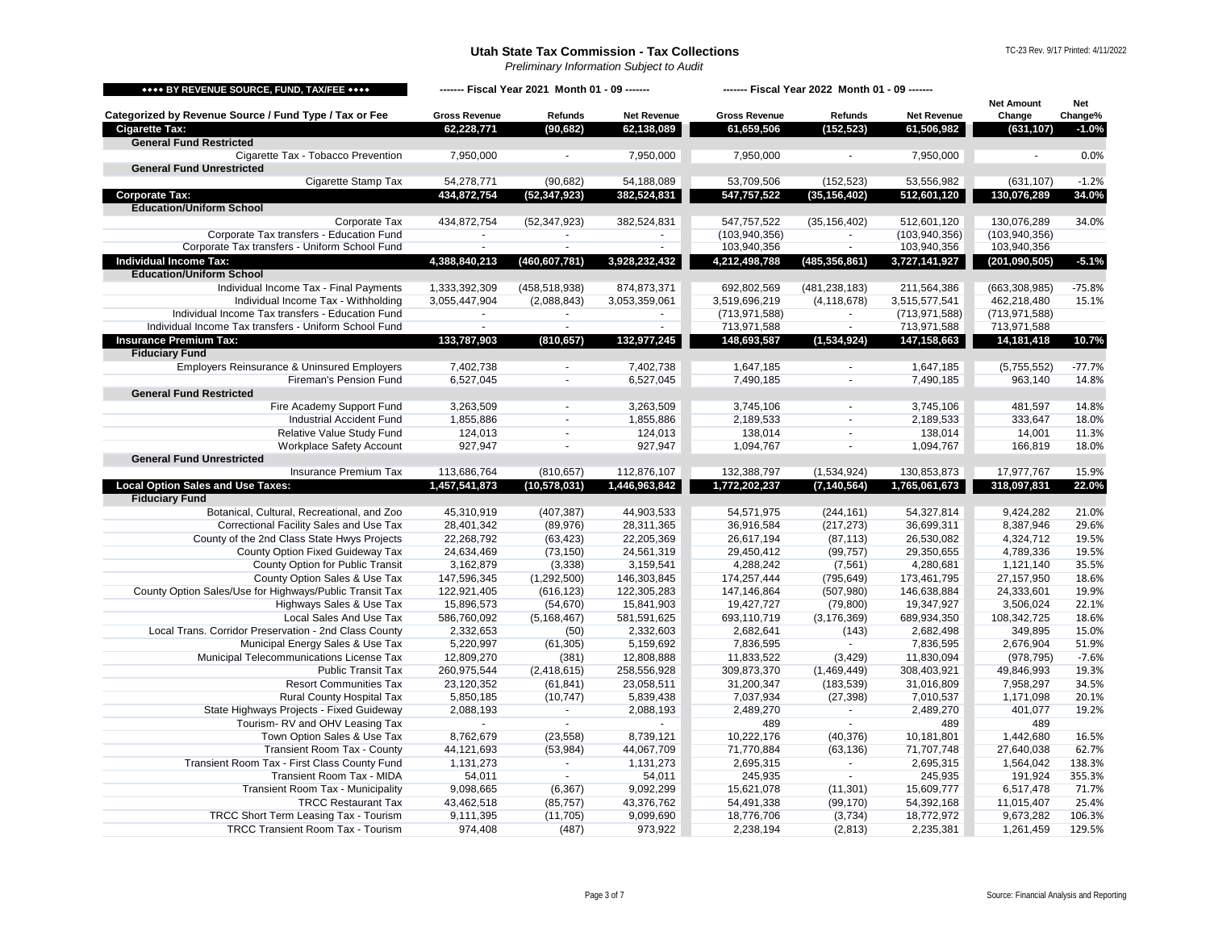# Utah State Tax Commission - Tax Collections

*Preliminary Information Subject to Audit*

TC-23 Rev. 9/17 Printed: 4/11/2022

| ◆◆◆◆ BY REVENUE SOURCE, FUND, TAX/FEE ◆◆◆◆ | ------- Fiscal Year 2021 Month 01 - 09 ------- | | | ------- Fiscal Year 2022 Month 01 - 09 ------- | | | | |
|---|---|---|---|---|---|---|---|---|
| Categorized by Revenue Source / Fund Type / Tax or Fee | Gross Revenue | Refunds | Net Revenue | Gross Revenue | Refunds | Net Revenue | Net Amount Change | Net Change% |
| **Cigarette Tax:** | **62,228,771** | **(90,682)** | **62,138,089** | **61,659,506** | **(152,523)** | **61,506,982** | **(631,107)** | **-1.0%** |
| **General Fund Restricted** | | | | | | | | |
| Cigarette Tax - Tobacco Prevention | 7,950,000 | - | 7,950,000 | 7,950,000 | - | 7,950,000 | - | 0.0% |
| **General Fund Unrestricted** | | | | | | | | |
| Cigarette Stamp Tax | 54,278,771 | (90,682) | 54,188,089 | 53,709,506 | (152,523) | 53,556,982 | (631,107) | -1.2% |
| **Corporate Tax:** | **434,872,754** | **(52,347,923)** | **382,524,831** | **547,757,522** | **(35,156,402)** | **512,601,120** | **130,076,289** | **34.0%** |
| **Education/Uniform School** | | | | | | | | |
| Corporate Tax | 434,872,754 | (52,347,923) | 382,524,831 | 547,757,522 | (35,156,402) | 512,601,120 | 130,076,289 | 34.0% |
| Corporate Tax transfers - Education Fund | - | - | - | (103,940,356) | - | (103,940,356) | (103,940,356) | |
| Corporate Tax transfers - Uniform School Fund | - | - | - | 103,940,356 | - | 103,940,356 | 103,940,356 | |
| **Individual Income Tax:** | **4,388,840,213** | **(460,607,781)** | **3,928,232,432** | **4,212,498,788** | **(485,356,861)** | **3,727,141,927** | **(201,090,505)** | **-5.1%** |
| **Education/Uniform School** | | | | | | | | |
| Individual Income Tax - Final Payments | 1,333,392,309 | (458,518,938) | 874,873,371 | 692,802,569 | (481,238,183) | 211,564,386 | (663,308,985) | -75.8% |
| Individual Income Tax - Withholding | 3,055,447,904 | (2,088,843) | 3,053,359,061 | 3,519,696,219 | (4,118,678) | 3,515,577,541 | 462,218,480 | 15.1% |
| Individual Income Tax transfers - Education Fund | - | - | - | (713,971,588) | - | (713,971,588) | (713,971,588) | |
| Individual Income Tax transfers - Uniform School Fund | - | - | - | 713,971,588 | - | 713,971,588 | 713,971,588 | |
| **Insurance Premium Tax:** | **133,787,903** | **(810,657)** | **132,977,245** | **148,693,587** | **(1,534,924)** | **147,158,663** | **14,181,418** | **10.7%** |
| **Fiduciary Fund** | | | | | | | | |
| Employers Reinsurance & Uninsured Employers | 7,402,738 | - | 7,402,738 | 1,647,185 | - | 1,647,185 | (5,755,552) | -77.7% |
| Fireman's Pension Fund | 6,527,045 | - | 6,527,045 | 7,490,185 | - | 7,490,185 | 963,140 | 14.8% |
| **General Fund Restricted** | | | | | | | | |
| Fire Academy Support Fund | 3,263,509 | - | 3,263,509 | 3,745,106 | - | 3,745,106 | 481,597 | 14.8% |
| Industrial Accident Fund | 1,855,886 | - | 1,855,886 | 2,189,533 | - | 2,189,533 | 333,647 | 18.0% |
| Relative Value Study Fund | 124,013 | - | 124,013 | 138,014 | - | 138,014 | 14,001 | 11.3% |
| Workplace Safety Account | 927,947 | - | 927,947 | 1,094,767 | - | 1,094,767 | 166,819 | 18.0% |
| **General Fund Unrestricted** | | | | | | | | |
| Insurance Premium Tax | 113,686,764 | (810,657) | 112,876,107 | 132,388,797 | (1,534,924) | 130,853,873 | 17,977,767 | 15.9% |
| **Local Option Sales and Use Taxes:** | **1,457,541,873** | **(10,578,031)** | **1,446,963,842** | **1,772,202,237** | **(7,140,564)** | **1,765,061,673** | **318,097,831** | **22.0%** |
| **Fiduciary Fund** | | | | | | | | |
| Botanical, Cultural, Recreational, and Zoo | 45,310,919 | (407,387) | 44,903,533 | 54,571,975 | (244,161) | 54,327,814 | 9,424,282 | 21.0% |
| Correctional Facility Sales and Use Tax | 28,401,342 | (89,976) | 28,311,365 | 36,916,584 | (217,273) | 36,699,311 | 8,387,946 | 29.6% |
| County of the 2nd Class State Hwys Projects | 22,268,792 | (63,423) | 22,205,369 | 26,617,194 | (87,113) | 26,530,082 | 4,324,712 | 19.5% |
| County Option Fixed Guideway Tax | 24,634,469 | (73,150) | 24,561,319 | 29,450,412 | (99,757) | 29,350,655 | 4,789,336 | 19.5% |
| County Option for Public Transit | 3,162,879 | (3,338) | 3,159,541 | 4,288,242 | (7,561) | 4,280,681 | 1,121,140 | 35.5% |
| County Option Sales & Use Tax | 147,596,345 | (1,292,500) | 146,303,845 | 174,257,444 | (795,649) | 173,461,795 | 27,157,950 | 18.6% |
| County Option Sales/Use for Highways/Public Transit Tax | 122,921,405 | (616,123) | 122,305,283 | 147,146,864 | (507,980) | 146,638,884 | 24,333,601 | 19.9% |
| Highways Sales & Use Tax | 15,896,573 | (54,670) | 15,841,903 | 19,427,727 | (79,800) | 19,347,927 | 3,506,024 | 22.1% |
| Local Sales And Use Tax | 586,760,092 | (5,168,467) | 581,591,625 | 693,110,719 | (3,176,369) | 689,934,350 | 108,342,725 | 18.6% |
| Local Trans. Corridor Preservation - 2nd Class County | 2,332,653 | (50) | 2,332,603 | 2,682,641 | (143) | 2,682,498 | 349,895 | 15.0% |
| Municipal Energy Sales & Use Tax | 5,220,997 | (61,305) | 5,159,692 | 7,836,595 | - | 7,836,595 | 2,676,904 | 51.9% |
| Municipal Telecommunications License Tax | 12,809,270 | (381) | 12,808,888 | 11,833,522 | (3,429) | 11,830,094 | (978,795) | -7.6% |
| Public Transit Tax | 260,975,544 | (2,418,615) | 258,556,928 | 309,873,370 | (1,469,449) | 308,403,921 | 49,846,993 | 19.3% |
| Resort Communities Tax | 23,120,352 | (61,841) | 23,058,511 | 31,200,347 | (183,539) | 31,016,809 | 7,958,297 | 34.5% |
| Rural County Hospital Tax | 5,850,185 | (10,747) | 5,839,438 | 7,037,934 | (27,398) | 7,010,537 | 1,171,098 | 20.1% |
| State Highways Projects - Fixed Guideway | 2,088,193 | - | 2,088,193 | 2,489,270 | - | 2,489,270 | 401,077 | 19.2% |
| Tourism- RV and OHV Leasing Tax | - | - | - | 489 | - | 489 | 489 | |
| Town Option Sales & Use Tax | 8,762,679 | (23,558) | 8,739,121 | 10,222,176 | (40,376) | 10,181,801 | 1,442,680 | 16.5% |
| Transient Room Tax - County | 44,121,693 | (53,984) | 44,067,709 | 71,770,884 | (63,136) | 71,707,748 | 27,640,038 | 62.7% |
| Transient Room Tax - First Class County Fund | 1,131,273 | - | 1,131,273 | 2,695,315 | - | 2,695,315 | 1,564,042 | 138.3% |
| Transient Room Tax - MIDA | 54,011 | - | 54,011 | 245,935 | - | 245,935 | 191,924 | 355.3% |
| Transient Room Tax - Municipality | 9,098,665 | (6,367) | 9,092,299 | 15,621,078 | (11,301) | 15,609,777 | 6,517,478 | 71.7% |
| TRCC Restaurant Tax | 43,462,518 | (85,757) | 43,376,762 | 54,491,338 | (99,170) | 54,392,168 | 11,015,407 | 25.4% |
| TRCC Short Term Leasing Tax - Tourism | 9,111,395 | (11,705) | 9,099,690 | 18,776,706 | (3,734) | 18,772,972 | 9,673,282 | 106.3% |
| TRCC Transient Room Tax - Tourism | 974,408 | (487) | 973,922 | 2,238,194 | (2,813) | 2,235,381 | 1,261,459 | 129.5% |

Source: Financial Analysis and Reporting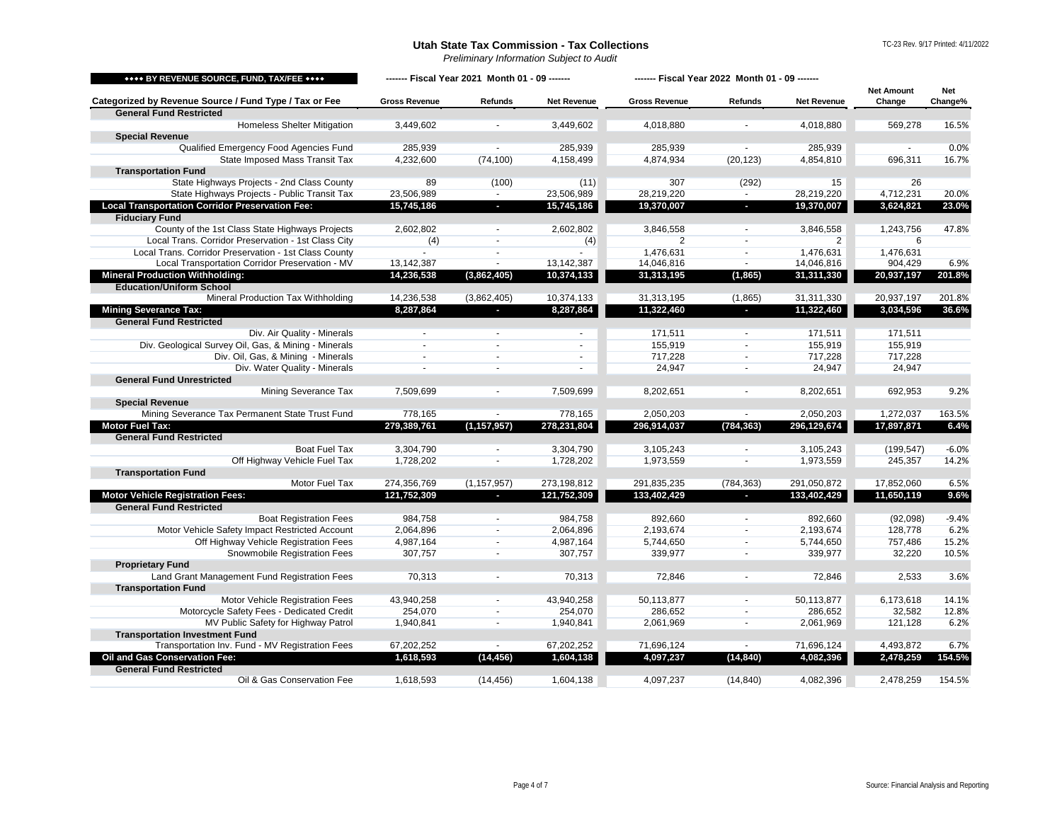# Utah State Tax Commission - Tax Collections

*Preliminary Information Subject to Audit*

| ◆◆◆◆ BY REVENUE SOURCE, FUND, TAX/FEE ◆◆◆◆ | ------- Fiscal Year 2021 Month 01 - 09 ------- | | | ------- Fiscal Year 2022 Month 01 - 09 ------- | | | | |
|---|---|---|---|---|---|---|---|---|
| **Categorized by Revenue Source / Fund Type / Tax or Fee** | **Gross Revenue** | **Refunds** | **Net Revenue** | **Gross Revenue** | **Refunds** | **Net Revenue** | **Net Amount Change** | **Net Change%** |
| **General Fund Restricted** | | | | | | | | |
| Homeless Shelter Mitigation | 3,449,602 | - | 3,449,602 | 4,018,880 | - | 4,018,880 | 569,278 | 16.5% |
| **Special Revenue** | | | | | | | | |
| Qualified Emergency Food Agencies Fund | 285,939 | - | 285,939 | 285,939 | - | 285,939 | - | 0.0% |
| State Imposed Mass Transit Tax | 4,232,600 | (74,100) | 4,158,499 | 4,874,934 | (20,123) | 4,854,810 | 696,311 | 16.7% |
| **Transportation Fund** | | | | | | | | |
| State Highways Projects - 2nd Class County | 89 | (100) | (11) | 307 | (292) | 15 | 26 | |
| State Highways Projects - Public Transit Tax | 23,506,989 | - | 23,506,989 | 28,219,220 | - | 28,219,220 | 4,712,231 | 20.0% |
| **Local Transportation Corridor Preservation Fee:** | **15,745,186** | **-** | **15,745,186** | **19,370,007** | **-** | **19,370,007** | **3,624,821** | **23.0%** |
| **Fiduciary Fund** | | | | | | | | |
| County of the 1st Class State Highways Projects | 2,602,802 | - | 2,602,802 | 3,846,558 | - | 3,846,558 | 1,243,756 | 47.8% |
| Local Trans. Corridor Preservation - 1st Class City | (4) | - | (4) | 2 | - | 2 | 6 | |
| Local Trans. Corridor Preservation - 1st Class County | - | - | - | 1,476,631 | - | 1,476,631 | 1,476,631 | |
| Local Transportation Corridor Preservation - MV | 13,142,387 | - | 13,142,387 | 14,046,816 | - | 14,046,816 | 904,429 | 6.9% |
| **Mineral Production Withholding:** | **14,236,538** | **(3,862,405)** | **10,374,133** | **31,313,195** | **(1,865)** | **31,311,330** | **20,937,197** | **201.8%** |
| **Education/Uniform School** | | | | | | | | |
| Mineral Production Tax Withholding | 14,236,538 | (3,862,405) | 10,374,133 | 31,313,195 | (1,865) | 31,311,330 | 20,937,197 | 201.8% |
| **Mining Severance Tax:** | **8,287,864** | **-** | **8,287,864** | **11,322,460** | **-** | **11,322,460** | **3,034,596** | **36.6%** |
| **General Fund Restricted** | | | | | | | | |
| Div. Air Quality - Minerals | - | - | - | 171,511 | - | 171,511 | 171,511 | |
| Div. Geological Survey Oil, Gas, & Mining - Minerals | - | - | - | 155,919 | - | 155,919 | 155,919 | |
| Div. Oil, Gas, & Mining - Minerals | - | - | - | 717,228 | - | 717,228 | 717,228 | |
| Div. Water Quality - Minerals | - | - | - | 24,947 | - | 24,947 | 24,947 | |
| **General Fund Unrestricted** | | | | | | | | |
| Mining Severance Tax | 7,509,699 | - | 7,509,699 | 8,202,651 | - | 8,202,651 | 692,953 | 9.2% |
| **Special Revenue** | | | | | | | | |
| Mining Severance Tax Permanent State Trust Fund | 778,165 | - | 778,165 | 2,050,203 | - | 2,050,203 | 1,272,037 | 163.5% |
| **Motor Fuel Tax:** | **279,389,761** | **(1,157,957)** | **278,231,804** | **296,914,037** | **(784,363)** | **296,129,674** | **17,897,871** | **6.4%** |
| **General Fund Restricted** | | | | | | | | |
| Boat Fuel Tax | 3,304,790 | - | 3,304,790 | 3,105,243 | - | 3,105,243 | (199,547) | -6.0% |
| Off Highway Vehicle Fuel Tax | 1,728,202 | - | 1,728,202 | 1,973,559 | - | 1,973,559 | 245,357 | 14.2% |
| **Transportation Fund** | | | | | | | | |
| Motor Fuel Tax | 274,356,769 | (1,157,957) | 273,198,812 | 291,835,235 | (784,363) | 291,050,872 | 17,852,060 | 6.5% |
| **Motor Vehicle Registration Fees:** | **121,752,309** | **-** | **121,752,309** | **133,402,429** | **-** | **133,402,429** | **11,650,119** | **9.6%** |
| **General Fund Restricted** | | | | | | | | |
| Boat Registration Fees | 984,758 | - | 984,758 | 892,660 | - | 892,660 | (92,098) | -9.4% |
| Motor Vehicle Safety Impact Restricted Account | 2,064,896 | - | 2,064,896 | 2,193,674 | - | 2,193,674 | 128,778 | 6.2% |
| Off Highway Vehicle Registration Fees | 4,987,164 | - | 4,987,164 | 5,744,650 | - | 5,744,650 | 757,486 | 15.2% |
| Snowmobile Registration Fees | 307,757 | - | 307,757 | 339,977 | - | 339,977 | 32,220 | 10.5% |
| **Proprietary Fund** | | | | | | | | |
| Land Grant Management Fund Registration Fees | 70,313 | - | 70,313 | 72,846 | - | 72,846 | 2,533 | 3.6% |
| **Transportation Fund** | | | | | | | | |
| Motor Vehicle Registration Fees | 43,940,258 | - | 43,940,258 | 50,113,877 | - | 50,113,877 | 6,173,618 | 14.1% |
| Motorcycle Safety Fees - Dedicated Credit | 254,070 | - | 254,070 | 286,652 | - | 286,652 | 32,582 | 12.8% |
| MV Public Safety for Highway Patrol | 1,940,841 | - | 1,940,841 | 2,061,969 | - | 2,061,969 | 121,128 | 6.2% |
| **Transportation Investment Fund** | | | | | | | | |
| Transportation Inv. Fund - MV Registration Fees | 67,202,252 | - | 67,202,252 | 71,696,124 | - | 71,696,124 | 4,493,872 | 6.7% |
| **Oil and Gas Conservation Fee:** | **1,618,593** | **(14,456)** | **1,604,138** | **4,097,237** | **(14,840)** | **4,082,396** | **2,478,259** | **154.5%** |
| **General Fund Restricted** | | | | | | | | |
| Oil & Gas Conservation Fee | 1,618,593 | (14,456) | 1,604,138 | 4,097,237 | (14,840) | 4,082,396 | 2,478,259 | 154.5% |

Source: Financial Analysis and Reporting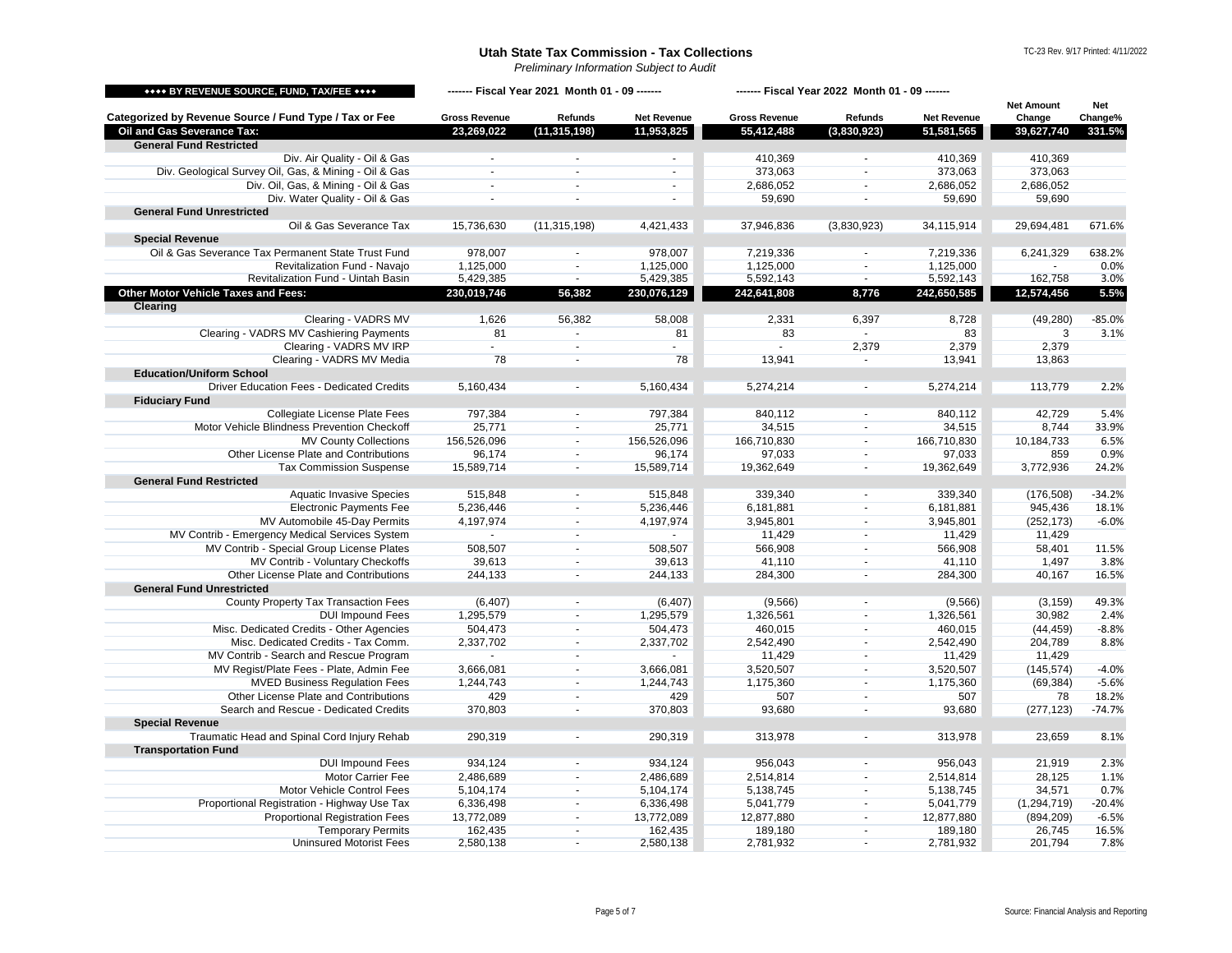# Utah State Tax Commission - Tax Collections

*Preliminary Information Subject to Audit*

| ♦♦♦♦ BY REVENUE SOURCE, FUND, TAX/FEE ♦♦♦♦ | ------- Fiscal Year 2021 Month 01 - 09 ------- | | | ------- Fiscal Year 2022 Month 01 - 09 ------- | | | | |
|---|---|---|---|---|---|---|---|---|
| **Categorized by Revenue Source / Fund Type / Tax or Fee** | **Gross Revenue** | **Refunds** | **Net Revenue** | **Gross Revenue** | **Refunds** | **Net Revenue** | **Net Amount Change** | **Net Change%** |
| **Oil and Gas Severance Tax:** | **23,269,022** | **(11,315,198)** | **11,953,825** | **55,412,488** | **(3,830,923)** | **51,581,565** | **39,627,740** | **331.5%** |
| **General Fund Restricted** | | | | | | | | |
| Div. Air Quality - Oil & Gas | - | - | - | 410,369 | - | 410,369 | 410,369 | |
| Div. Geological Survey Oil, Gas, & Mining - Oil & Gas | - | - | - | 373,063 | - | 373,063 | 373,063 | |
| Div. Oil, Gas, & Mining - Oil & Gas | - | - | - | 2,686,052 | - | 2,686,052 | 2,686,052 | |
| Div. Water Quality - Oil & Gas | - | - | - | 59,690 | - | 59,690 | 59,690 | |
| **General Fund Unrestricted** | | | | | | | | |
| Oil & Gas Severance Tax | 15,736,630 | (11,315,198) | 4,421,433 | 37,946,836 | (3,830,923) | 34,115,914 | 29,694,481 | 671.6% |
| **Special Revenue** | | | | | | | | |
| Oil & Gas Severance Tax Permanent State Trust Fund | 978,007 | - | 978,007 | 7,219,336 | - | 7,219,336 | 6,241,329 | 638.2% |
| Revitalization Fund - Navajo | 1,125,000 | - | 1,125,000 | 1,125,000 | - | 1,125,000 | - | 0.0% |
| Revitalization Fund - Uintah Basin | 5,429,385 | - | 5,429,385 | 5,592,143 | - | 5,592,143 | 162,758 | 3.0% |
| **Other Motor Vehicle Taxes and Fees:** | **230,019,746** | **56,382** | **230,076,129** | **242,641,808** | **8,776** | **242,650,585** | **12,574,456** | **5.5%** |
| **Clearing** | | | | | | | | |
| Clearing - VADRS MV | 1,626 | 56,382 | 58,008 | 2,331 | 6,397 | 8,728 | (49,280) | -85.0% |
| Clearing - VADRS MV Cashiering Payments | 81 | - | 81 | 83 | - | 83 | 3 | 3.1% |
| Clearing - VADRS MV IRP | - | - | - | - | 2,379 | 2,379 | 2,379 | |
| Clearing - VADRS MV Media | 78 | - | 78 | 13,941 | - | 13,941 | 13,863 | |
| **Education/Uniform School** | | | | | | | | |
| Driver Education Fees - Dedicated Credits | 5,160,434 | - | 5,160,434 | 5,274,214 | - | 5,274,214 | 113,779 | 2.2% |
| **Fiduciary Fund** | | | | | | | | |
| Collegiate License Plate Fees | 797,384 | - | 797,384 | 840,112 | - | 840,112 | 42,729 | 5.4% |
| Motor Vehicle Blindness Prevention Checkoff | 25,771 | - | 25,771 | 34,515 | - | 34,515 | 8,744 | 33.9% |
| MV County Collections | 156,526,096 | - | 156,526,096 | 166,710,830 | - | 166,710,830 | 10,184,733 | 6.5% |
| Other License Plate and Contributions | 96,174 | - | 96,174 | 97,033 | - | 97,033 | 859 | 0.9% |
| Tax Commission Suspense | 15,589,714 | - | 15,589,714 | 19,362,649 | - | 19,362,649 | 3,772,936 | 24.2% |
| **General Fund Restricted** | | | | | | | | |
| Aquatic Invasive Species | 515,848 | - | 515,848 | 339,340 | - | 339,340 | (176,508) | -34.2% |
| Electronic Payments Fee | 5,236,446 | - | 5,236,446 | 6,181,881 | - | 6,181,881 | 945,436 | 18.1% |
| MV Automobile 45-Day Permits | 4,197,974 | - | 4,197,974 | 3,945,801 | - | 3,945,801 | (252,173) | -6.0% |
| MV Contrib - Emergency Medical Services System | - | - | - | 11,429 | - | 11,429 | 11,429 | |
| MV Contrib - Special Group License Plates | 508,507 | - | 508,507 | 566,908 | - | 566,908 | 58,401 | 11.5% |
| MV Contrib - Voluntary Checkoffs | 39,613 | - | 39,613 | 41,110 | - | 41,110 | 1,497 | 3.8% |
| Other License Plate and Contributions | 244,133 | - | 244,133 | 284,300 | - | 284,300 | 40,167 | 16.5% |
| **General Fund Unrestricted** | | | | | | | | |
| County Property Tax Transaction Fees | (6,407) | - | (6,407) | (9,566) | - | (9,566) | (3,159) | 49.3% |
| DUI Impound Fees | 1,295,579 | - | 1,295,579 | 1,326,561 | - | 1,326,561 | 30,982 | 2.4% |
| Misc. Dedicated Credits - Other Agencies | 504,473 | - | 504,473 | 460,015 | - | 460,015 | (44,459) | -8.8% |
| Misc. Dedicated Credits - Tax Comm. | 2,337,702 | - | 2,337,702 | 2,542,490 | - | 2,542,490 | 204,789 | 8.8% |
| MV Contrib - Search and Rescue Program | - | - | - | 11,429 | - | 11,429 | 11,429 | |
| MV Regist/Plate Fees - Plate, Admin Fee | 3,666,081 | - | 3,666,081 | 3,520,507 | - | 3,520,507 | (145,574) | -4.0% |
| MVED Business Regulation Fees | 1,244,743 | - | 1,244,743 | 1,175,360 | - | 1,175,360 | (69,384) | -5.6% |
| Other License Plate and Contributions | 429 | - | 429 | 507 | - | 507 | 78 | 18.2% |
| Search and Rescue - Dedicated Credits | 370,803 | - | 370,803 | 93,680 | - | 93,680 | (277,123) | -74.7% |
| **Special Revenue** | | | | | | | | |
| Traumatic Head and Spinal Cord Injury Rehab | 290,319 | - | 290,319 | 313,978 | - | 313,978 | 23,659 | 8.1% |
| **Transportation Fund** | | | | | | | | |
| DUI Impound Fees | 934,124 | - | 934,124 | 956,043 | - | 956,043 | 21,919 | 2.3% |
| Motor Carrier Fee | 2,486,689 | - | 2,486,689 | 2,514,814 | - | 2,514,814 | 28,125 | 1.1% |
| Motor Vehicle Control Fees | 5,104,174 | - | 5,104,174 | 5,138,745 | - | 5,138,745 | 34,571 | 0.7% |
| Proportional Registration - Highway Use Tax | 6,336,498 | - | 6,336,498 | 5,041,779 | - | 5,041,779 | (1,294,719) | -20.4% |
| Proportional Registration Fees | 13,772,089 | - | 13,772,089 | 12,877,880 | - | 12,877,880 | (894,209) | -6.5% |
| Temporary Permits | 162,435 | - | 162,435 | 189,180 | - | 189,180 | 26,745 | 16.5% |
| Uninsured Motorist Fees | 2,580,138 | - | 2,580,138 | 2,781,932 | - | 2,781,932 | 201,794 | 7.8% |

Source: Financial Analysis and Reporting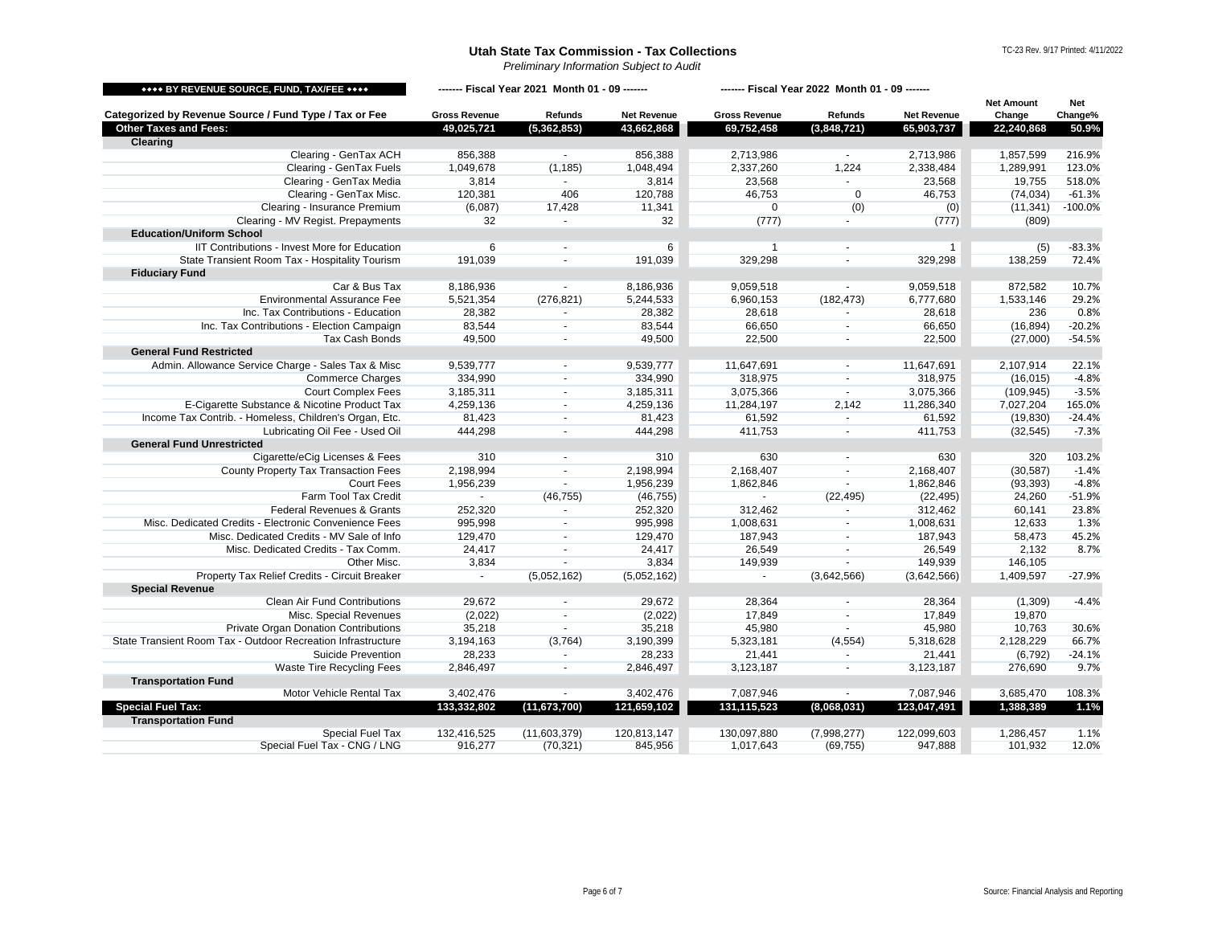# Utah State Tax Commission - Tax Collections

*Preliminary Information Subject to Audit*

| ◆◆◆◆ BY REVENUE SOURCE, FUND, TAX/FEE ◆◆◆◆ | ------- Fiscal Year 2021 Month 01 - 09 ------- | | | ------- Fiscal Year 2022 Month 01 - 09 ------- | | | | |
|---|---|---|---|---|---|---|---|---|
| Categorized by Revenue Source / Fund Type / Tax or Fee | Gross Revenue | Refunds | Net Revenue | Gross Revenue | Refunds | Net Revenue | Net Amount Change | Net Change% |
| **Other Taxes and Fees:** | **49,025,721** | **(5,362,853)** | **43,662,868** | **69,752,458** | **(3,848,721)** | **65,903,737** | **22,240,868** | **50.9%** |
| **Clearing** | | | | | | | | |
| Clearing - GenTax ACH | 856,388 | - | 856,388 | 2,713,986 | - | 2,713,986 | 1,857,599 | 216.9% |
| Clearing - GenTax Fuels | 1,049,678 | (1,185) | 1,048,494 | 2,337,260 | 1,224 | 2,338,484 | 1,289,991 | 123.0% |
| Clearing - GenTax Media | 3,814 | - | 3,814 | 23,568 | - | 23,568 | 19,755 | 518.0% |
| Clearing - GenTax Misc. | 120,381 | 406 | 120,788 | 46,753 | 0 | 46,753 | (74,034) | -61.3% |
| Clearing - Insurance Premium | (6,087) | 17,428 | 11,341 | 0 | (0) | (0) | (11,341) | -100.0% |
| Clearing - MV Regist. Prepayments | 32 | - | 32 | (777) | - | (777) | (809) | |
| **Education/Uniform School** | | | | | | | | |
| IIT Contributions - Invest More for Education | 6 | - | 6 | 1 | - | 1 | (5) | -83.3% |
| State Transient Room Tax - Hospitality Tourism | 191,039 | - | 191,039 | 329,298 | - | 329,298 | 138,259 | 72.4% |
| **Fiduciary Fund** | | | | | | | | |
| Car & Bus Tax | 8,186,936 | - | 8,186,936 | 9,059,518 | - | 9,059,518 | 872,582 | 10.7% |
| Environmental Assurance Fee | 5,521,354 | (276,821) | 5,244,533 | 6,960,153 | (182,473) | 6,777,680 | 1,533,146 | 29.2% |
| Inc. Tax Contributions - Education | 28,382 | - | 28,382 | 28,618 | - | 28,618 | 236 | 0.8% |
| Inc. Tax Contributions - Election Campaign | 83,544 | - | 83,544 | 66,650 | - | 66,650 | (16,894) | -20.2% |
| Tax Cash Bonds | 49,500 | - | 49,500 | 22,500 | - | 22,500 | (27,000) | -54.5% |
| **General Fund Restricted** | | | | | | | | |
| Admin. Allowance Service Charge - Sales Tax & Misc | 9,539,777 | - | 9,539,777 | 11,647,691 | - | 11,647,691 | 2,107,914 | 22.1% |
| Commerce Charges | 334,990 | - | 334,990 | 318,975 | - | 318,975 | (16,015) | -4.8% |
| Court Complex Fees | 3,185,311 | - | 3,185,311 | 3,075,366 | - | 3,075,366 | (109,945) | -3.5% |
| E-Cigarette Substance & Nicotine Product Tax | 4,259,136 | - | 4,259,136 | 11,284,197 | 2,142 | 11,286,340 | 7,027,204 | 165.0% |
| Income Tax Contrib. - Homeless, Children's Organ, Etc. | 81,423 | - | 81,423 | 61,592 | - | 61,592 | (19,830) | -24.4% |
| Lubricating Oil Fee - Used Oil | 444,298 | - | 444,298 | 411,753 | - | 411,753 | (32,545) | -7.3% |
| **General Fund Unrestricted** | | | | | | | | |
| Cigarette/eCig Licenses & Fees | 310 | - | 310 | 630 | - | 630 | 320 | 103.2% |
| County Property Tax Transaction Fees | 2,198,994 | - | 2,198,994 | 2,168,407 | - | 2,168,407 | (30,587) | -1.4% |
| Court Fees | 1,956,239 | - | 1,956,239 | 1,862,846 | - | 1,862,846 | (93,393) | -4.8% |
| Farm Tool Tax Credit | - | (46,755) | (46,755) | - | (22,495) | (22,495) | 24,260 | -51.9% |
| Federal Revenues & Grants | 252,320 | - | 252,320 | 312,462 | - | 312,462 | 60,141 | 23.8% |
| Misc. Dedicated Credits - Electronic Convenience Fees | 995,998 | - | 995,998 | 1,008,631 | - | 1,008,631 | 12,633 | 1.3% |
| Misc. Dedicated Credits - MV Sale of Info | 129,470 | - | 129,470 | 187,943 | - | 187,943 | 58,473 | 45.2% |
| Misc. Dedicated Credits - Tax Comm. | 24,417 | - | 24,417 | 26,549 | - | 26,549 | 2,132 | 8.7% |
| Other Misc. | 3,834 | - | 3,834 | 149,939 | - | 149,939 | 146,105 | |
| Property Tax Relief Credits - Circuit Breaker | - | (5,052,162) | (5,052,162) | - | (3,642,566) | (3,642,566) | 1,409,597 | -27.9% |
| **Special Revenue** | | | | | | | | |
| Clean Air Fund Contributions | 29,672 | - | 29,672 | 28,364 | - | 28,364 | (1,309) | -4.4% |
| Misc. Special Revenues | (2,022) | - | (2,022) | 17,849 | - | 17,849 | 19,870 | |
| Private Organ Donation Contributions | 35,218 | - | 35,218 | 45,980 | - | 45,980 | 10,763 | 30.6% |
| State Transient Room Tax - Outdoor Recreation Infrastructure | 3,194,163 | (3,764) | 3,190,399 | 5,323,181 | (4,554) | 5,318,628 | 2,128,229 | 66.7% |
| Suicide Prevention | 28,233 | - | 28,233 | 21,441 | - | 21,441 | (6,792) | -24.1% |
| Waste Tire Recycling Fees | 2,846,497 | - | 2,846,497 | 3,123,187 | - | 3,123,187 | 276,690 | 9.7% |
| **Transportation Fund** | | | | | | | | |
| Motor Vehicle Rental Tax | 3,402,476 | - | 3,402,476 | 7,087,946 | - | 7,087,946 | 3,685,470 | 108.3% |
| **Special Fuel Tax:** | **133,332,802** | **(11,673,700)** | **121,659,102** | **131,115,523** | **(8,068,031)** | **123,047,491** | **1,388,389** | **1.1%** |
| **Transportation Fund** | | | | | | | | |
| Special Fuel Tax | 132,416,525 | (11,603,379) | 120,813,147 | 130,097,880 | (7,998,277) | 122,099,603 | 1,286,457 | 1.1% |
| Special Fuel Tax - CNG / LNG | 916,277 | (70,321) | 845,956 | 1,017,643 | (69,755) | 947,888 | 101,932 | 12.0% |

Source: Financial Analysis and Reporting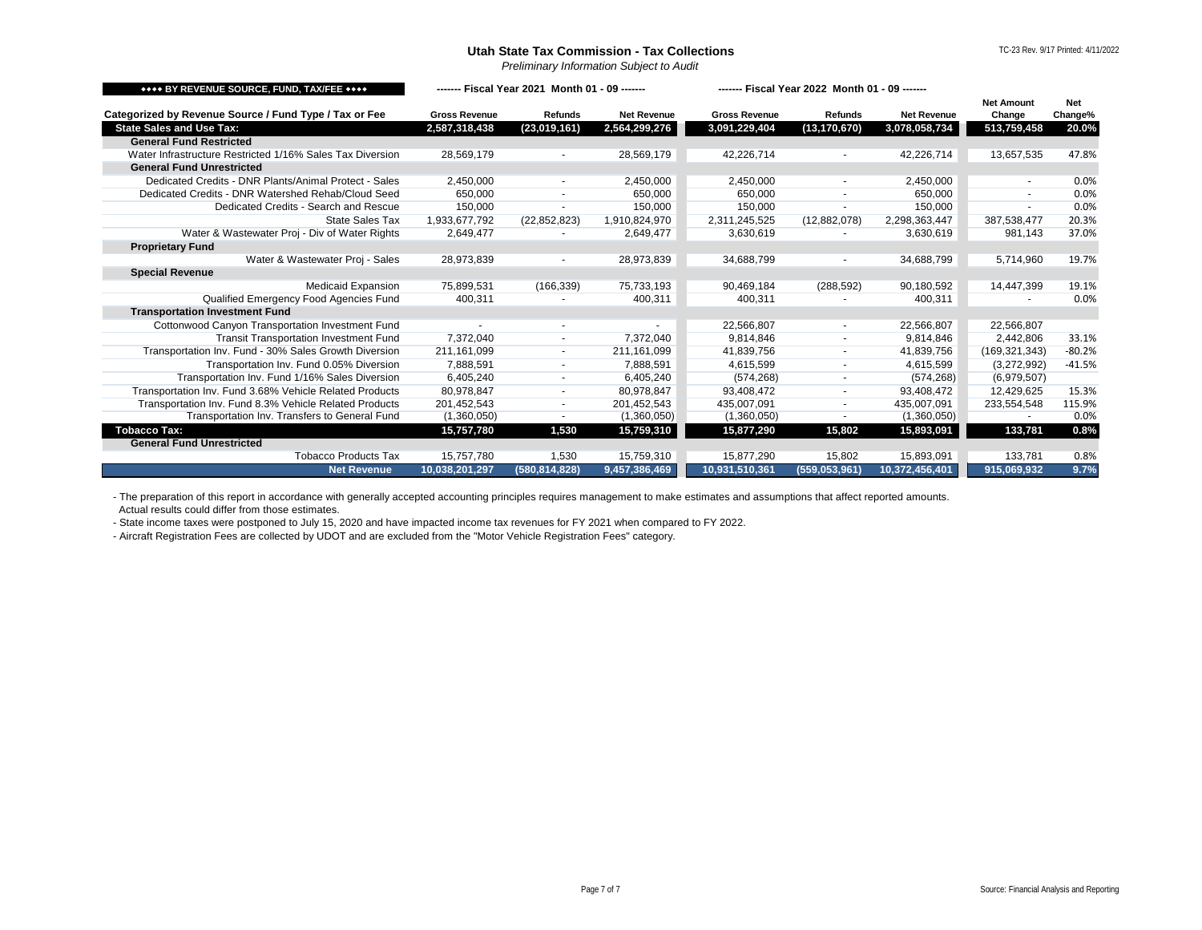## Utah State Tax Commission - Tax Collections

*Preliminary Information Subject to Audit*

| ◆◆◆◆ BY REVENUE SOURCE, FUND, TAX/FEE ◆◆◆◆ | ------- Fiscal Year 2021 Month 01 - 09 ------- | | | ------- Fiscal Year 2022 Month 01 - 09 ------- | | | | |
|---|---|---|---|---|---|---|---|---|
| **Categorized by Revenue Source / Fund Type / Tax or Fee** | **Gross Revenue** | **Refunds** | **Net Revenue** | **Gross Revenue** | **Refunds** | **Net Revenue** | **Net Amount Change** | **Net Change%** |
| **State Sales and Use Tax:** | **2,587,318,438** | **(23,019,161)** | **2,564,299,276** | **3,091,229,404** | **(13,170,670)** | **3,078,058,734** | **513,759,458** | **20.0%** |
| **General Fund Restricted** | | | | | | | | |
| Water Infrastructure Restricted 1/16% Sales Tax Diversion | 28,569,179 | - | 28,569,179 | 42,226,714 | - | 42,226,714 | 13,657,535 | 47.8% |
| **General Fund Unrestricted** | | | | | | | | |
| Dedicated Credits - DNR Plants/Animal Protect - Sales | 2,450,000 | - | 2,450,000 | 2,450,000 | - | 2,450,000 | - | 0.0% |
| Dedicated Credits - DNR Watershed Rehab/Cloud Seed | 650,000 | - | 650,000 | 650,000 | - | 650,000 | - | 0.0% |
| Dedicated Credits - Search and Rescue | 150,000 | - | 150,000 | 150,000 | - | 150,000 | - | 0.0% |
| State Sales Tax | 1,933,677,792 | (22,852,823) | 1,910,824,970 | 2,311,245,525 | (12,882,078) | 2,298,363,447 | 387,538,477 | 20.3% |
| Water & Wastewater Proj - Div of Water Rights | 2,649,477 | - | 2,649,477 | 3,630,619 | - | 3,630,619 | 981,143 | 37.0% |
| **Proprietary Fund** | | | | | | | | |
| Water & Wastewater Proj - Sales | 28,973,839 | - | 28,973,839 | 34,688,799 | - | 34,688,799 | 5,714,960 | 19.7% |
| **Special Revenue** | | | | | | | | |
| Medicaid Expansion | 75,899,531 | (166,339) | 75,733,193 | 90,469,184 | (288,592) | 90,180,592 | 14,447,399 | 19.1% |
| Qualified Emergency Food Agencies Fund | 400,311 | - | 400,311 | 400,311 | - | 400,311 | - | 0.0% |
| **Transportation Investment Fund** | | | | | | | | |
| Cottonwood Canyon Transportation Investment Fund | - | - | - | 22,566,807 | - | 22,566,807 | 22,566,807 | |
| Transit Transportation Investment Fund | 7,372,040 | - | 7,372,040 | 9,814,846 | - | 9,814,846 | 2,442,806 | 33.1% |
| Transportation Inv. Fund - 30% Sales Growth Diversion | 211,161,099 | - | 211,161,099 | 41,839,756 | - | 41,839,756 | (169,321,343) | -80.2% |
| Transportation Inv. Fund 0.05% Diversion | 7,888,591 | - | 7,888,591 | 4,615,599 | - | 4,615,599 | (3,272,992) | -41.5% |
| Transportation Inv. Fund 1/16% Sales Diversion | 6,405,240 | - | 6,405,240 | (574,268) | - | (574,268) | (6,979,507) | |
| Transportation Inv. Fund 3.68% Vehicle Related Products | 80,978,847 | - | 80,978,847 | 93,408,472 | - | 93,408,472 | 12,429,625 | 15.3% |
| Transportation Inv. Fund 8.3% Vehicle Related Products | 201,452,543 | - | 201,452,543 | 435,007,091 | - | 435,007,091 | 233,554,548 | 115.9% |
| Transportation Inv. Transfers to General Fund | (1,360,050) | - | (1,360,050) | (1,360,050) | - | (1,360,050) | - | 0.0% |
| **Tobacco Tax:** | **15,757,780** | **1,530** | **15,759,310** | **15,877,290** | **15,802** | **15,893,091** | **133,781** | **0.8%** |
| **General Fund Unrestricted** | | | | | | | | |
| Tobacco Products Tax | 15,757,780 | 1,530 | 15,759,310 | 15,877,290 | 15,802 | 15,893,091 | 133,781 | 0.8% |
| **Net Revenue** | **10,038,201,297** | **(580,814,828)** | **9,457,386,469** | **10,931,510,361** | **(559,053,961)** | **10,372,456,401** | **915,069,932** | **9.7%** |

- The preparation of this report in accordance with generally accepted accounting principles requires management to make estimates and assumptions that affect reported amounts. Actual results could differ from those estimates.
- State income taxes were postponed to July 15, 2020 and have impacted income tax revenues for FY 2021 when compared to FY 2022.
- Aircraft Registration Fees are collected by UDOT and are excluded from the "Motor Vehicle Registration Fees" category.

Source: Financial Analysis and Reporting